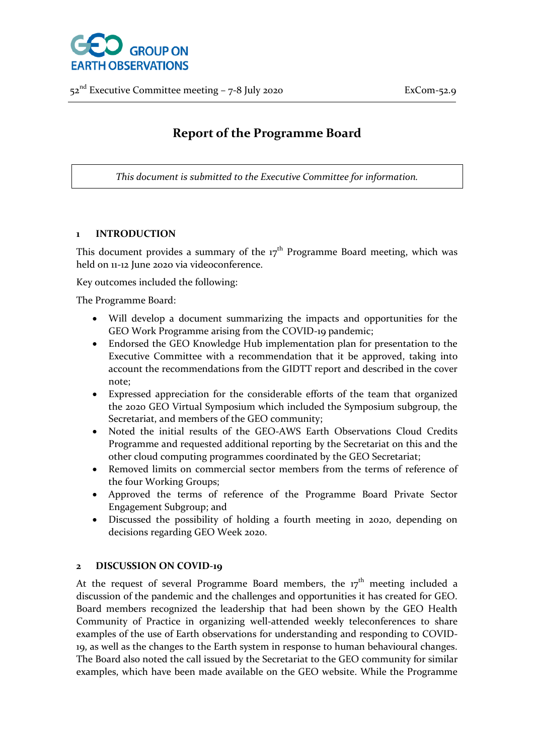GROUP ON EARTH OBSERVATIONS

52nd Executive Committee meeting – 7-8 July 2020 ExCom-52.9

# Report of the Programme Board

*This document is submitted to the Executive Committee for information.*

## 1 INTRODUCTION

This document provides a summary of the 17th Programme Board meeting, which was held on 11-12 June 2020 via videoconference.

Key outcomes included the following:

The Programme Board:

- Will develop a document summarizing the impacts and opportunities for the GEO Work Programme arising from the COVID-19 pandemic;
- Endorsed the GEO Knowledge Hub implementation plan for presentation to the Executive Committee with a recommendation that it be approved, taking into account the recommendations from the GIDTT report and described in the cover note;
- Expressed appreciation for the considerable efforts of the team that organized the 2020 GEO Virtual Symposium which included the Symposium subgroup, the Secretariat, and members of the GEO community;
- Noted the initial results of the GEO-AWS Earth Observations Cloud Credits Programme and requested additional reporting by the Secretariat on this and the other cloud computing programmes coordinated by the GEO Secretariat;
- Removed limits on commercial sector members from the terms of reference of the four Working Groups;
- Approved the terms of reference of the Programme Board Private Sector Engagement Subgroup; and
- Discussed the possibility of holding a fourth meeting in 2020, depending on decisions regarding GEO Week 2020.

## 2 DISCUSSION ON COVID-19

At the request of several Programme Board members, the 17th meeting included a discussion of the pandemic and the challenges and opportunities it has created for GEO. Board members recognized the leadership that had been shown by the GEO Health Community of Practice in organizing well-attended weekly teleconferences to share examples of the use of Earth observations for understanding and responding to COVID-19, as well as the changes to the Earth system in response to human behavioural changes. The Board also noted the call issued by the Secretariat to the GEO community for similar examples, which have been made available on the GEO website. While the Programme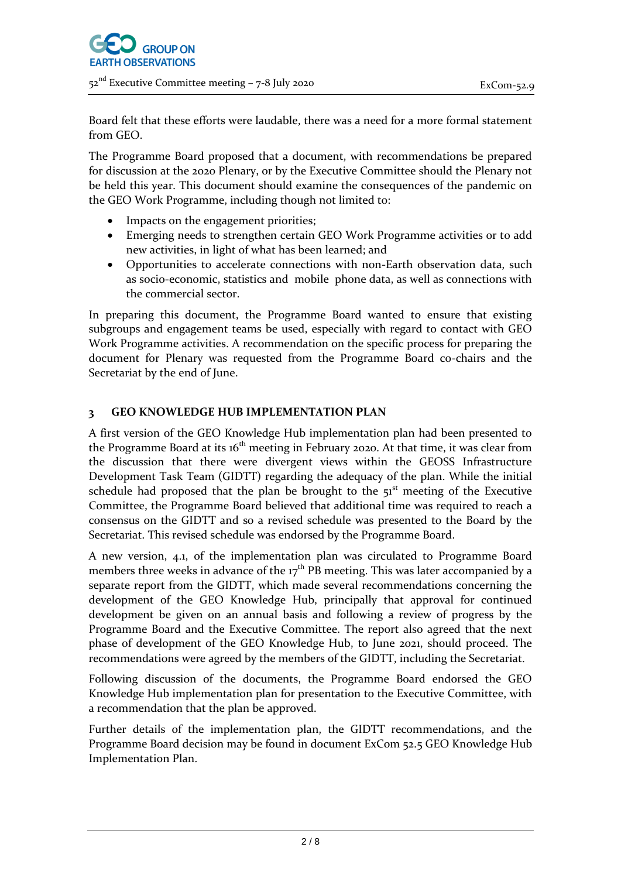Board felt that these efforts were laudable, there was a need for a more formal statement from GEO.

The Programme Board proposed that a document, with recommendations be prepared for discussion at the 2020 Plenary, or by the Executive Committee should the Plenary not be held this year. This document should examine the consequences of the pandemic on the GEO Work Programme, including though not limited to:

- Impacts on the engagement priorities;
- Emerging needs to strengthen certain GEO Work Programme activities or to add new activities, in light of what has been learned; and
- Opportunities to accelerate connections with non-Earth observation data, such as socio-economic, statistics and mobile phone data, as well as connections with the commercial sector.

In preparing this document, the Programme Board wanted to ensure that existing subgroups and engagement teams be used, especially with regard to contact with GEO Work Programme activities. A recommendation on the specific process for preparing the document for Plenary was requested from the Programme Board co-chairs and the Secretariat by the end of June.

## 3 GEO KNOWLEDGE HUB IMPLEMENTATION PLAN

A first version of the GEO Knowledge Hub implementation plan had been presented to the Programme Board at its 16th meeting in February 2020. At that time, it was clear from the discussion that there were divergent views within the GEOSS Infrastructure Development Task Team (GIDTT) regarding the adequacy of the plan. While the initial schedule had proposed that the plan be brought to the 51st meeting of the Executive Committee, the Programme Board believed that additional time was required to reach a consensus on the GIDTT and so a revised schedule was presented to the Board by the Secretariat. This revised schedule was endorsed by the Programme Board.

A new version, 4.1, of the implementation plan was circulated to Programme Board members three weeks in advance of the 17th PB meeting. This was later accompanied by a separate report from the GIDTT, which made several recommendations concerning the development of the GEO Knowledge Hub, principally that approval for continued development be given on an annual basis and following a review of progress by the Programme Board and the Executive Committee. The report also agreed that the next phase of development of the GEO Knowledge Hub, to June 2021, should proceed. The recommendations were agreed by the members of the GIDTT, including the Secretariat.

Following discussion of the documents, the Programme Board endorsed the GEO Knowledge Hub implementation plan for presentation to the Executive Committee, with a recommendation that the plan be approved.

Further details of the implementation plan, the GIDTT recommendations, and the Programme Board decision may be found in document ExCom 52.5 GEO Knowledge Hub Implementation Plan.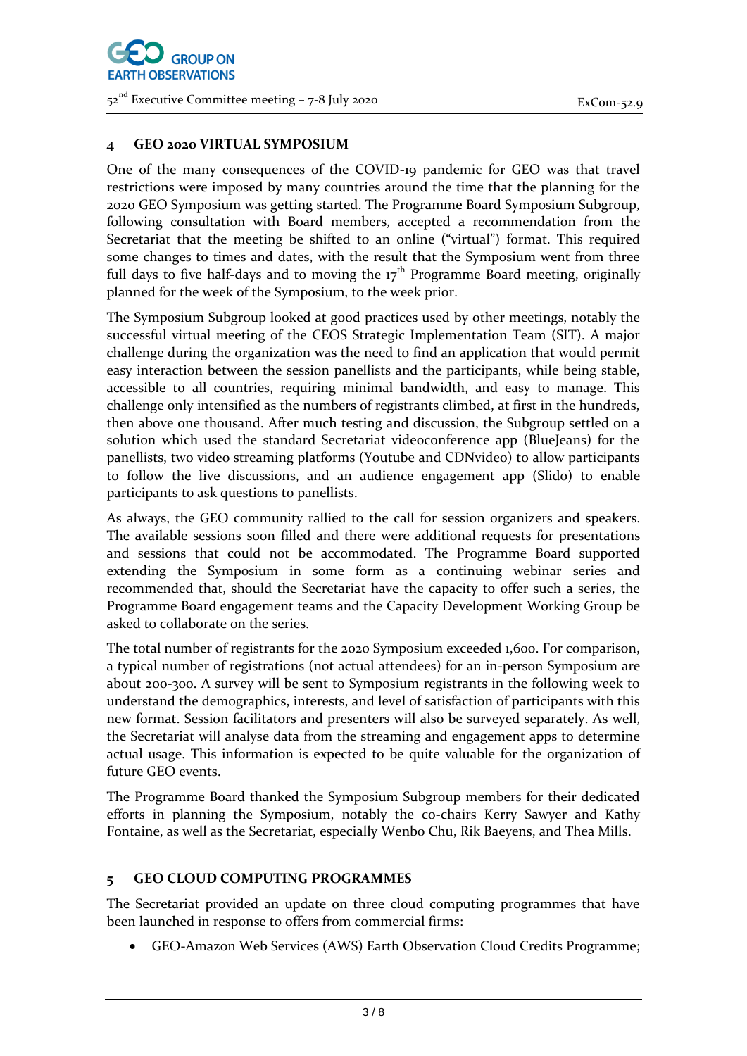## 4 GEO 2020 VIRTUAL SYMPOSIUM

One of the many consequences of the COVID-19 pandemic for GEO was that travel restrictions were imposed by many countries around the time that the planning for the 2020 GEO Symposium was getting started. The Programme Board Symposium Subgroup, following consultation with Board members, accepted a recommendation from the Secretariat that the meeting be shifted to an online ("virtual") format. This required some changes to times and dates, with the result that the Symposium went from three full days to five half-days and to moving the 17th Programme Board meeting, originally planned for the week of the Symposium, to the week prior.

The Symposium Subgroup looked at good practices used by other meetings, notably the successful virtual meeting of the CEOS Strategic Implementation Team (SIT). A major challenge during the organization was the need to find an application that would permit easy interaction between the session panellists and the participants, while being stable, accessible to all countries, requiring minimal bandwidth, and easy to manage. This challenge only intensified as the numbers of registrants climbed, at first in the hundreds, then above one thousand. After much testing and discussion, the Subgroup settled on a solution which used the standard Secretariat videoconference app (BlueJeans) for the panellists, two video streaming platforms (Youtube and CDNvideo) to allow participants to follow the live discussions, and an audience engagement app (Slido) to enable participants to ask questions to panellists.

As always, the GEO community rallied to the call for session organizers and speakers. The available sessions soon filled and there were additional requests for presentations and sessions that could not be accommodated. The Programme Board supported extending the Symposium in some form as a continuing webinar series and recommended that, should the Secretariat have the capacity to offer such a series, the Programme Board engagement teams and the Capacity Development Working Group be asked to collaborate on the series.

The total number of registrants for the 2020 Symposium exceeded 1,600. For comparison, a typical number of registrations (not actual attendees) for an in-person Symposium are about 200-300. A survey will be sent to Symposium registrants in the following week to understand the demographics, interests, and level of satisfaction of participants with this new format. Session facilitators and presenters will also be surveyed separately. As well, the Secretariat will analyse data from the streaming and engagement apps to determine actual usage. This information is expected to be quite valuable for the organization of future GEO events.

The Programme Board thanked the Symposium Subgroup members for their dedicated efforts in planning the Symposium, notably the co-chairs Kerry Sawyer and Kathy Fontaine, as well as the Secretariat, especially Wenbo Chu, Rik Baeyens, and Thea Mills.

## 5 GEO CLOUD COMPUTING PROGRAMMES

The Secretariat provided an update on three cloud computing programmes that have been launched in response to offers from commercial firms:

- GEO-Amazon Web Services (AWS) Earth Observation Cloud Credits Programme;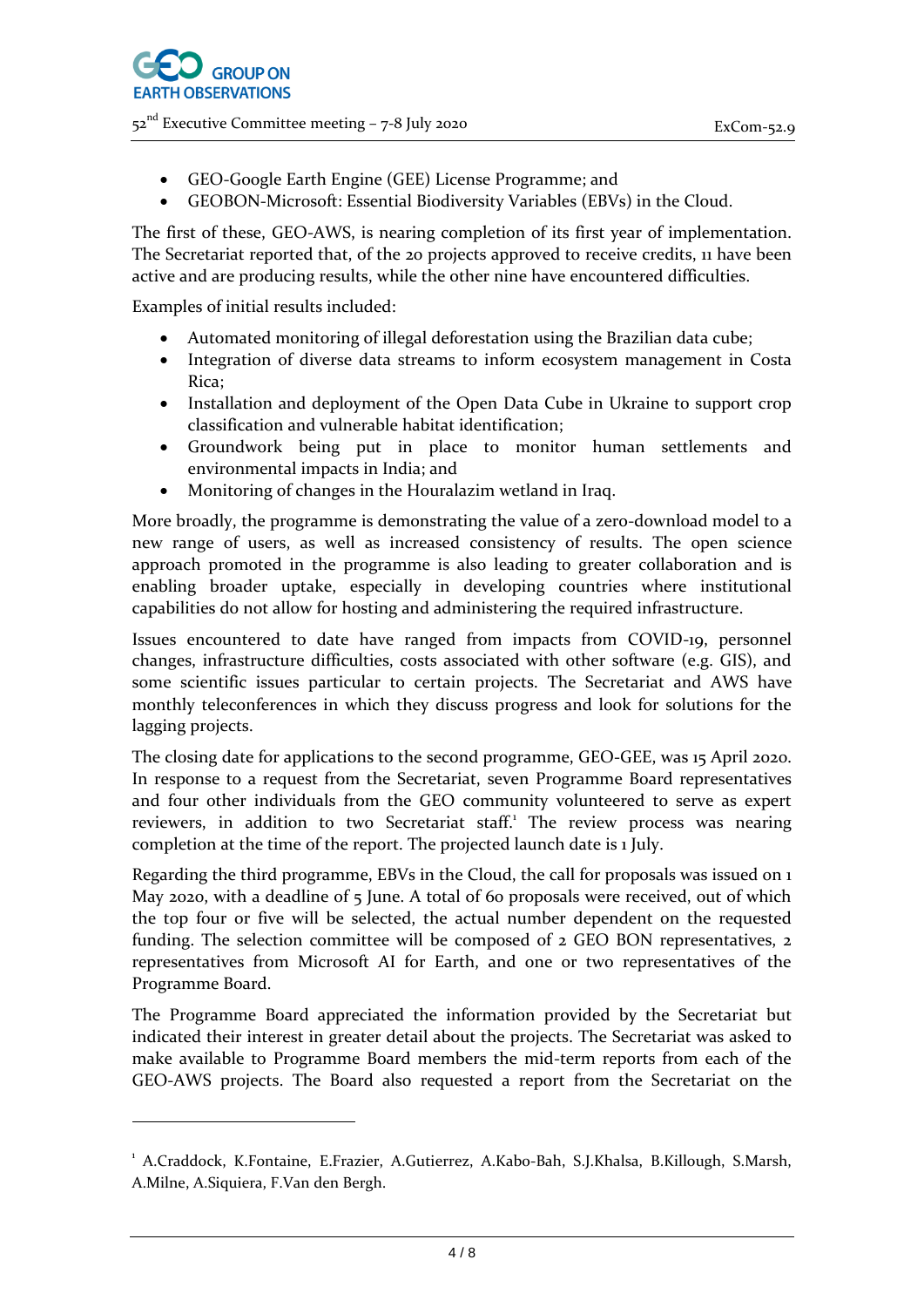- GEO-Google Earth Engine (GEE) License Programme; and
- GEOBON-Microsoft: Essential Biodiversity Variables (EBVs) in the Cloud.

The first of these, GEO-AWS, is nearing completion of its first year of implementation. The Secretariat reported that, of the 20 projects approved to receive credits, 11 have been active and are producing results, while the other nine have encountered difficulties.

Examples of initial results included:

- Automated monitoring of illegal deforestation using the Brazilian data cube;
- Integration of diverse data streams to inform ecosystem management in Costa Rica;
- Installation and deployment of the Open Data Cube in Ukraine to support crop classification and vulnerable habitat identification;
- Groundwork being put in place to monitor human settlements and environmental impacts in India; and
- Monitoring of changes in the Houralazim wetland in Iraq.

More broadly, the programme is demonstrating the value of a zero-download model to a new range of users, as well as increased consistency of results. The open science approach promoted in the programme is also leading to greater collaboration and is enabling broader uptake, especially in developing countries where institutional capabilities do not allow for hosting and administering the required infrastructure.

Issues encountered to date have ranged from impacts from COVID-19, personnel changes, infrastructure difficulties, costs associated with other software (e.g. GIS), and some scientific issues particular to certain projects. The Secretariat and AWS have monthly teleconferences in which they discuss progress and look for solutions for the lagging projects.

The closing date for applications to the second programme, GEO-GEE, was 15 April 2020. In response to a request from the Secretariat, seven Programme Board representatives and four other individuals from the GEO community volunteered to serve as expert reviewers, in addition to two Secretariat staff.[1] The review process was nearing completion at the time of the report. The projected launch date is 1 July.

Regarding the third programme, EBVs in the Cloud, the call for proposals was issued on 1 May 2020, with a deadline of 5 June. A total of 60 proposals were received, out of which the top four or five will be selected, the actual number dependent on the requested funding. The selection committee will be composed of 2 GEO BON representatives, 2 representatives from Microsoft AI for Earth, and one or two representatives of the Programme Board.

The Programme Board appreciated the information provided by the Secretariat but indicated their interest in greater detail about the projects. The Secretariat was asked to make available to Programme Board members the mid-term reports from each of the GEO-AWS projects. The Board also requested a report from the Secretariat on the

[1] A.Craddock, K.Fontaine, E.Frazier, A.Gutierrez, A.Kabo-Bah, S.J.Khalsa, B.Killough, S.Marsh, A.Milne, A.Siquiera, F.Van den Bergh.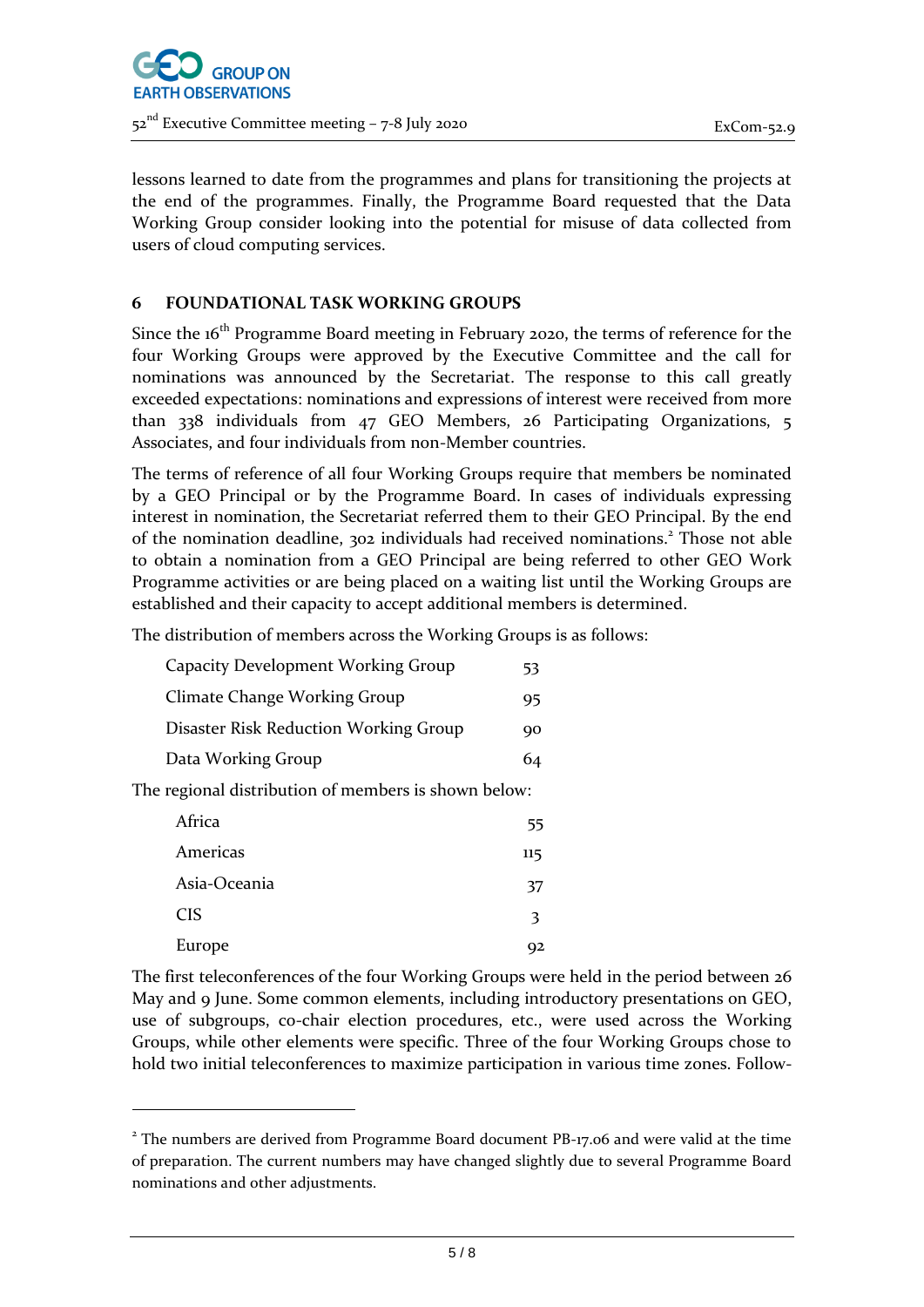lessons learned to date from the programmes and plans for transitioning the projects at the end of the programmes. Finally, the Programme Board requested that the Data Working Group consider looking into the potential for misuse of data collected from users of cloud computing services.

## 6 FOUNDATIONAL TASK WORKING GROUPS

Since the 16th Programme Board meeting in February 2020, the terms of reference for the four Working Groups were approved by the Executive Committee and the call for nominations was announced by the Secretariat. The response to this call greatly exceeded expectations: nominations and expressions of interest were received from more than 338 individuals from 47 GEO Members, 26 Participating Organizations, 5 Associates, and four individuals from non-Member countries.

The terms of reference of all four Working Groups require that members be nominated by a GEO Principal or by the Programme Board. In cases of individuals expressing interest in nomination, the Secretariat referred them to their GEO Principal. By the end of the nomination deadline, 302 individuals had received nominations.[2] Those not able to obtain a nomination from a GEO Principal are being referred to other GEO Work Programme activities or are being placed on a waiting list until the Working Groups are established and their capacity to accept additional members is determined.

The distribution of members across the Working Groups is as follows:

| | |
|---|---|
| Capacity Development Working Group | 53 |
| Climate Change Working Group | 95 |
| Disaster Risk Reduction Working Group | 90 |
| Data Working Group | 64 |

The regional distribution of members is shown below:

| | |
|---|---|
| Africa | 55 |
| Americas | 115 |
| Asia-Oceania | 37 |
| CIS | 3 |
| Europe | 92 |

The first teleconferences of the four Working Groups were held in the period between 26 May and 9 June. Some common elements, including introductory presentations on GEO, use of subgroups, co-chair election procedures, etc., were used across the Working Groups, while other elements were specific. Three of the four Working Groups chose to hold two initial teleconferences to maximize participation in various time zones. Follow-

[2] The numbers are derived from Programme Board document PB-17.06 and were valid at the time of preparation. The current numbers may have changed slightly due to several Programme Board nominations and other adjustments.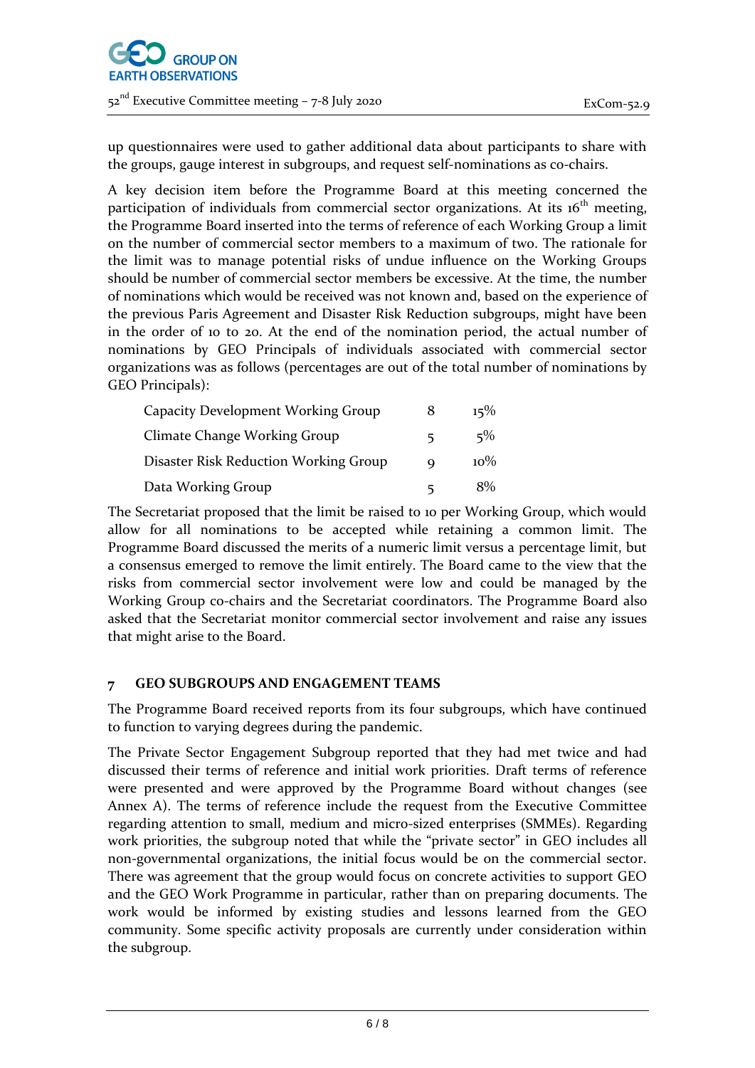up questionnaires were used to gather additional data about participants to share with the groups, gauge interest in subgroups, and request self-nominations as co-chairs.

A key decision item before the Programme Board at this meeting concerned the participation of individuals from commercial sector organizations. At its 16th meeting, the Programme Board inserted into the terms of reference of each Working Group a limit on the number of commercial sector members to a maximum of two. The rationale for the limit was to manage potential risks of undue influence on the Working Groups should be number of commercial sector members be excessive. At the time, the number of nominations which would be received was not known and, based on the experience of the previous Paris Agreement and Disaster Risk Reduction subgroups, might have been in the order of 10 to 20. At the end of the nomination period, the actual number of nominations by GEO Principals of individuals associated with commercial sector organizations was as follows (percentages are out of the total number of nominations by GEO Principals):

| | | |
|---|---|---|
| Capacity Development Working Group | 8 | 15% |
| Climate Change Working Group | 5 | 5% |
| Disaster Risk Reduction Working Group | 9 | 10% |
| Data Working Group | 5 | 8% |

The Secretariat proposed that the limit be raised to 10 per Working Group, which would allow for all nominations to be accepted while retaining a common limit. The Programme Board discussed the merits of a numeric limit versus a percentage limit, but a consensus emerged to remove the limit entirely. The Board came to the view that the risks from commercial sector involvement were low and could be managed by the Working Group co-chairs and the Secretariat coordinators. The Programme Board also asked that the Secretariat monitor commercial sector involvement and raise any issues that might arise to the Board.

## 7 GEO SUBGROUPS AND ENGAGEMENT TEAMS

The Programme Board received reports from its four subgroups, which have continued to function to varying degrees during the pandemic.

The Private Sector Engagement Subgroup reported that they had met twice and had discussed their terms of reference and initial work priorities. Draft terms of reference were presented and were approved by the Programme Board without changes (see Annex A). The terms of reference include the request from the Executive Committee regarding attention to small, medium and micro-sized enterprises (SMMEs). Regarding work priorities, the subgroup noted that while the "private sector" in GEO includes all non-governmental organizations, the initial focus would be on the commercial sector. There was agreement that the group would focus on concrete activities to support GEO and the GEO Work Programme in particular, rather than on preparing documents. The work would be informed by existing studies and lessons learned from the GEO community. Some specific activity proposals are currently under consideration within the subgroup.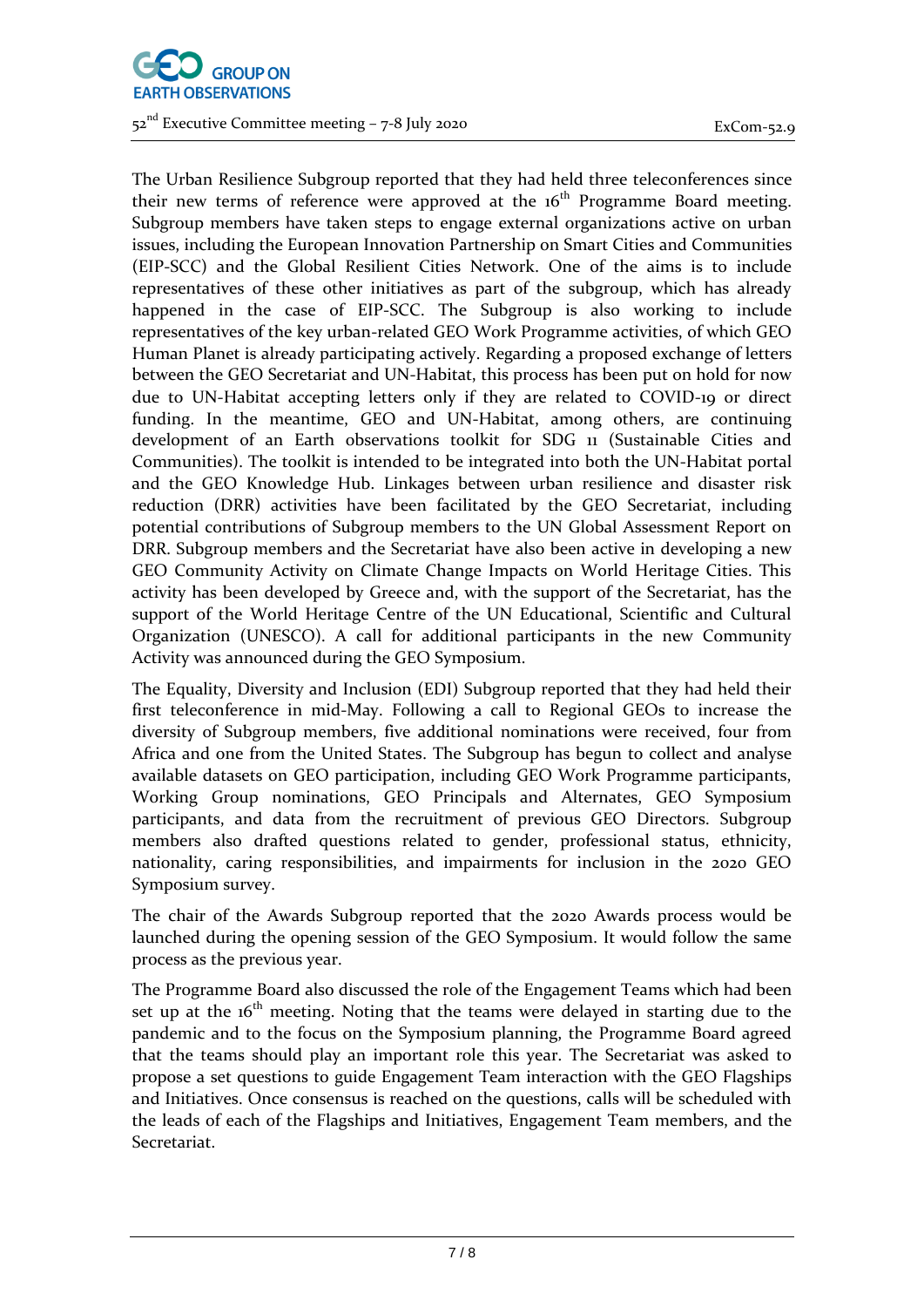The Urban Resilience Subgroup reported that they had held three teleconferences since their new terms of reference were approved at the 16th Programme Board meeting. Subgroup members have taken steps to engage external organizations active on urban issues, including the European Innovation Partnership on Smart Cities and Communities (EIP-SCC) and the Global Resilient Cities Network. One of the aims is to include representatives of these other initiatives as part of the subgroup, which has already happened in the case of EIP-SCC. The Subgroup is also working to include representatives of the key urban-related GEO Work Programme activities, of which GEO Human Planet is already participating actively. Regarding a proposed exchange of letters between the GEO Secretariat and UN-Habitat, this process has been put on hold for now due to UN-Habitat accepting letters only if they are related to COVID-19 or direct funding. In the meantime, GEO and UN-Habitat, among others, are continuing development of an Earth observations toolkit for SDG 11 (Sustainable Cities and Communities). The toolkit is intended to be integrated into both the UN-Habitat portal and the GEO Knowledge Hub. Linkages between urban resilience and disaster risk reduction (DRR) activities have been facilitated by the GEO Secretariat, including potential contributions of Subgroup members to the UN Global Assessment Report on DRR. Subgroup members and the Secretariat have also been active in developing a new GEO Community Activity on Climate Change Impacts on World Heritage Cities. This activity has been developed by Greece and, with the support of the Secretariat, has the support of the World Heritage Centre of the UN Educational, Scientific and Cultural Organization (UNESCO). A call for additional participants in the new Community Activity was announced during the GEO Symposium.

The Equality, Diversity and Inclusion (EDI) Subgroup reported that they had held their first teleconference in mid-May. Following a call to Regional GEOs to increase the diversity of Subgroup members, five additional nominations were received, four from Africa and one from the United States. The Subgroup has begun to collect and analyse available datasets on GEO participation, including GEO Work Programme participants, Working Group nominations, GEO Principals and Alternates, GEO Symposium participants, and data from the recruitment of previous GEO Directors. Subgroup members also drafted questions related to gender, professional status, ethnicity, nationality, caring responsibilities, and impairments for inclusion in the 2020 GEO Symposium survey.

The chair of the Awards Subgroup reported that the 2020 Awards process would be launched during the opening session of the GEO Symposium. It would follow the same process as the previous year.

The Programme Board also discussed the role of the Engagement Teams which had been set up at the 16th meeting. Noting that the teams were delayed in starting due to the pandemic and to the focus on the Symposium planning, the Programme Board agreed that the teams should play an important role this year. The Secretariat was asked to propose a set questions to guide Engagement Team interaction with the GEO Flagships and Initiatives. Once consensus is reached on the questions, calls will be scheduled with the leads of each of the Flagships and Initiatives, Engagement Team members, and the Secretariat.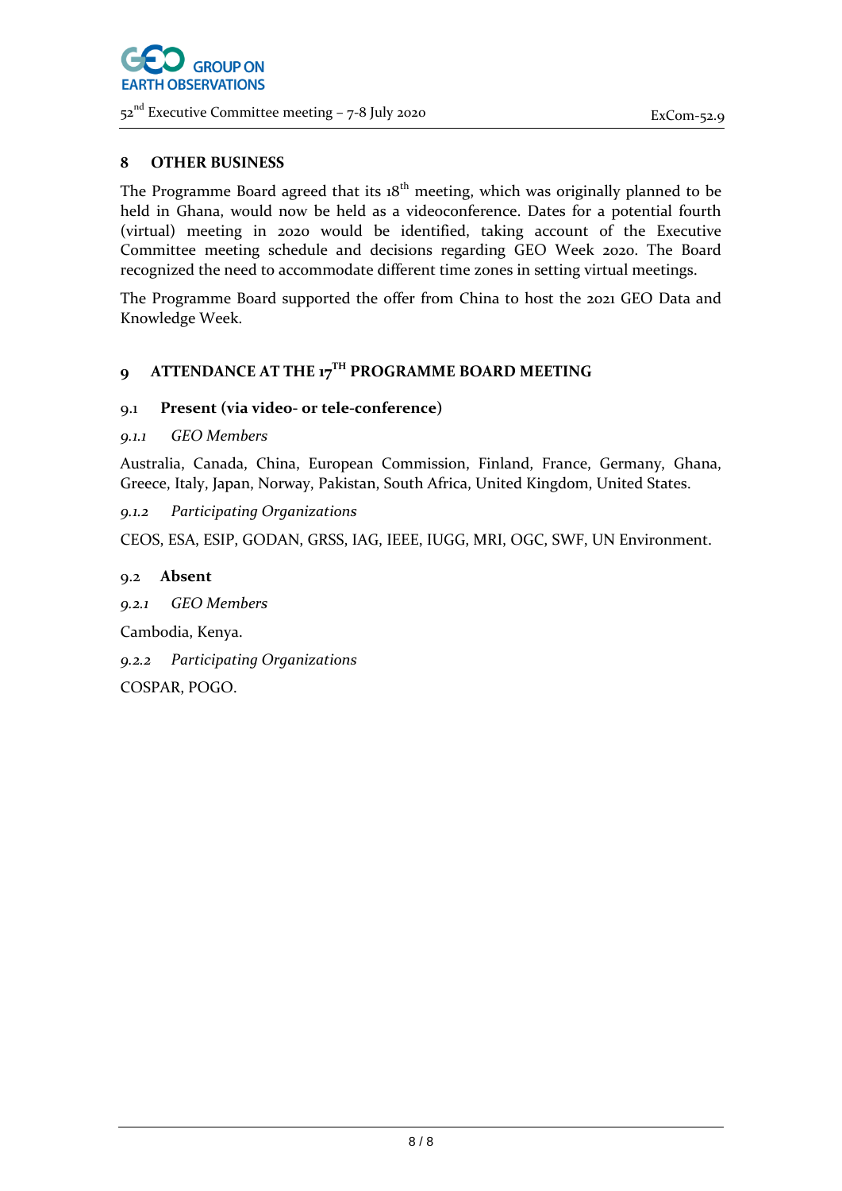## 8 OTHER BUSINESS

The Programme Board agreed that its 18th meeting, which was originally planned to be held in Ghana, would now be held as a videoconference. Dates for a potential fourth (virtual) meeting in 2020 would be identified, taking account of the Executive Committee meeting schedule and decisions regarding GEO Week 2020. The Board recognized the need to accommodate different time zones in setting virtual meetings.

The Programme Board supported the offer from China to host the 2021 GEO Data and Knowledge Week.

## 9 ATTENDANCE AT THE 17TH PROGRAMME BOARD MEETING

### 9.1 Present (via video- or tele-conference)

*9.1.1 GEO Members*

Australia, Canada, China, European Commission, Finland, France, Germany, Ghana, Greece, Italy, Japan, Norway, Pakistan, South Africa, United Kingdom, United States.

*9.1.2 Participating Organizations*

CEOS, ESA, ESIP, GODAN, GRSS, IAG, IEEE, IUGG, MRI, OGC, SWF, UN Environment.

### 9.2 Absent

*9.2.1 GEO Members*

Cambodia, Kenya.

*9.2.2 Participating Organizations*

COSPAR, POGO.